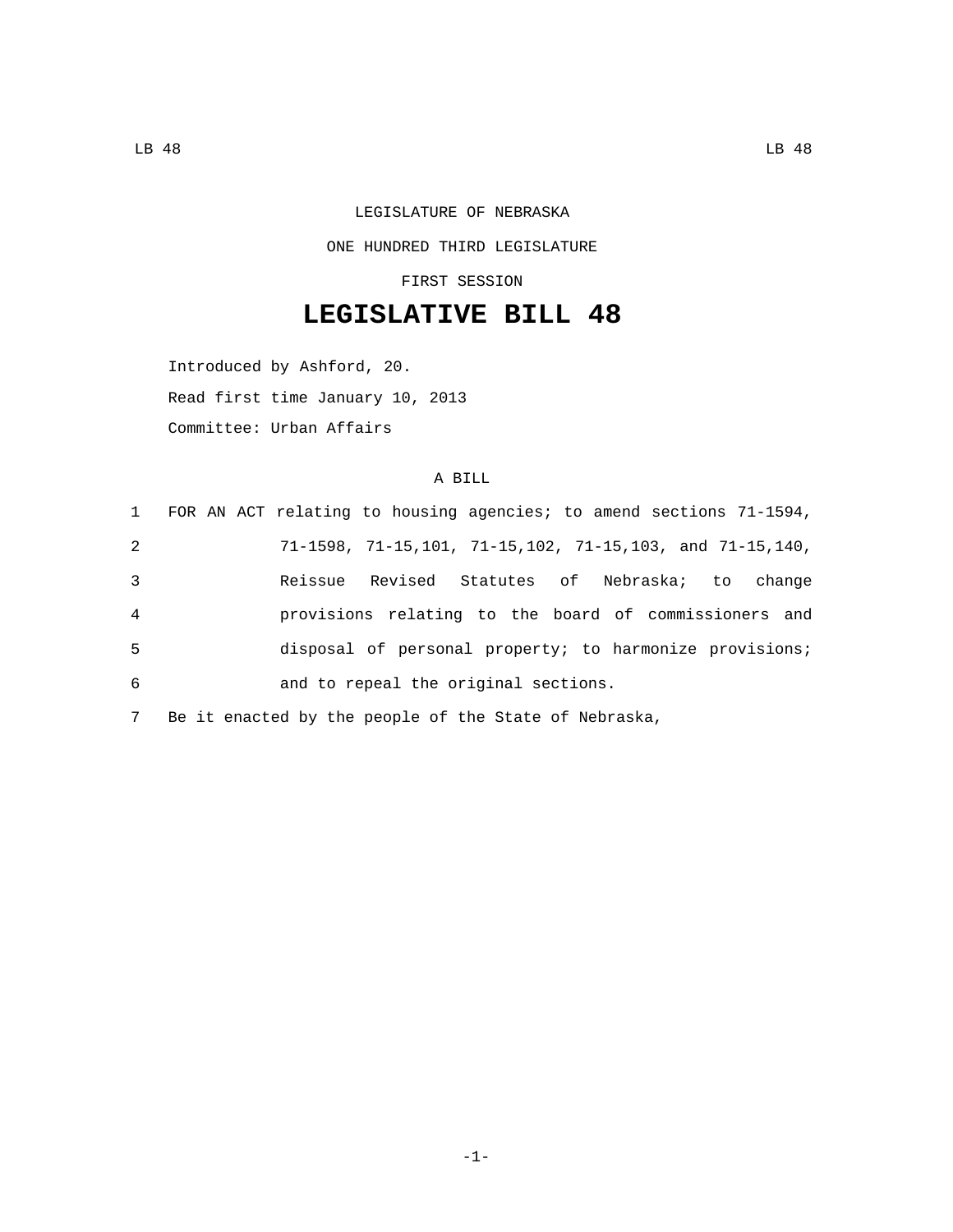LEGISLATURE OF NEBRASKA

ONE HUNDRED THIRD LEGISLATURE

FIRST SESSION

# LEGISLATIVE BILL 48

Introduced by Ashford, 20.

Read first time January 10, 2013

Committee: Urban Affairs

A BILL

1 FOR AN ACT relating to housing agencies; to amend sections 71-1594,
2 71-1598, 71-15,101, 71-15,102, 71-15,103, and 71-15,140,
3 Reissue Revised Statutes of Nebraska; to change
4 provisions relating to the board of commissioners and
5 disposal of personal property; to harmonize provisions;
6 and to repeal the original sections.
7 Be it enacted by the people of the State of Nebraska,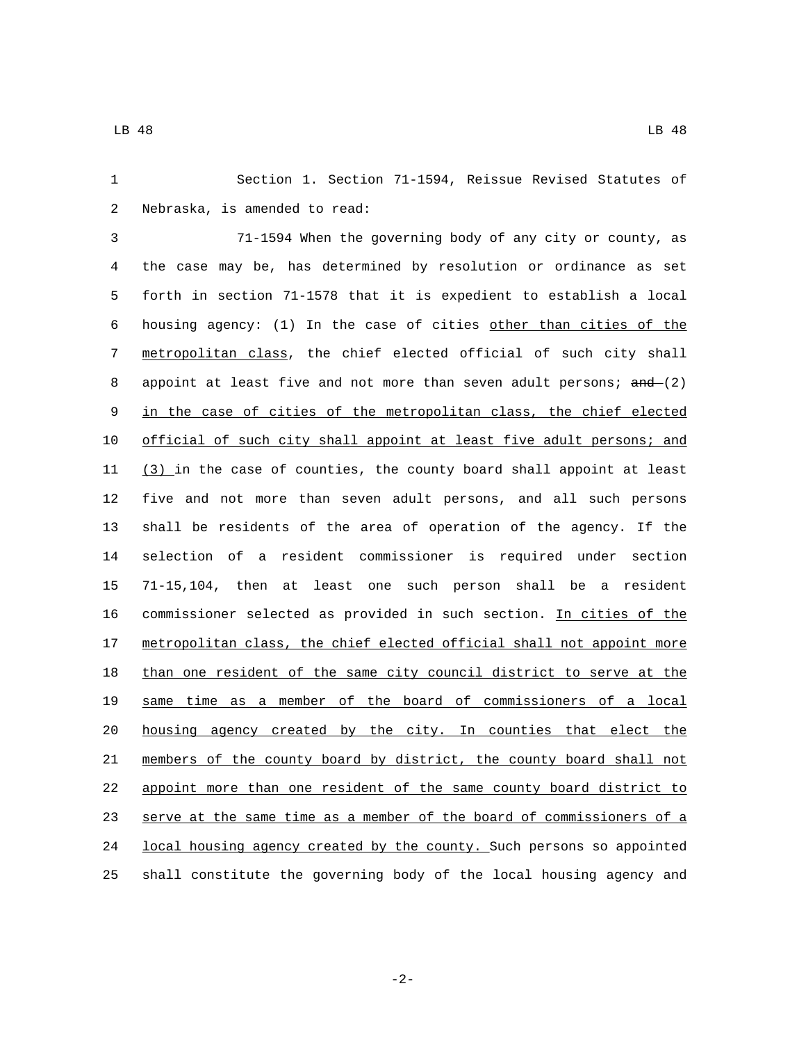Section 1. Section 71-1594, Reissue Revised Statutes of Nebraska, is amended to read:

71-1594 When the governing body of any city or county, as the case may be, has determined by resolution or ordinance as set forth in section 71-1578 that it is expedient to establish a local housing agency: (1) In the case of cities other than cities of the metropolitan class, the chief elected official of such city shall appoint at least five and not more than seven adult persons; ~~and~~ (2) in the case of cities of the metropolitan class, the chief elected official of such city shall appoint at least five adult persons; and (3) in the case of counties, the county board shall appoint at least five and not more than seven adult persons, and all such persons shall be residents of the area of operation of the agency. If the selection of a resident commissioner is required under section 71-15,104, then at least one such person shall be a resident commissioner selected as provided in such section. In cities of the metropolitan class, the chief elected official shall not appoint more than one resident of the same city council district to serve at the same time as a member of the board of commissioners of a local housing agency created by the city. In counties that elect the members of the county board by district, the county board shall not appoint more than one resident of the same county board district to serve at the same time as a member of the board of commissioners of a local housing agency created by the county. Such persons so appointed shall constitute the governing body of the local housing agency and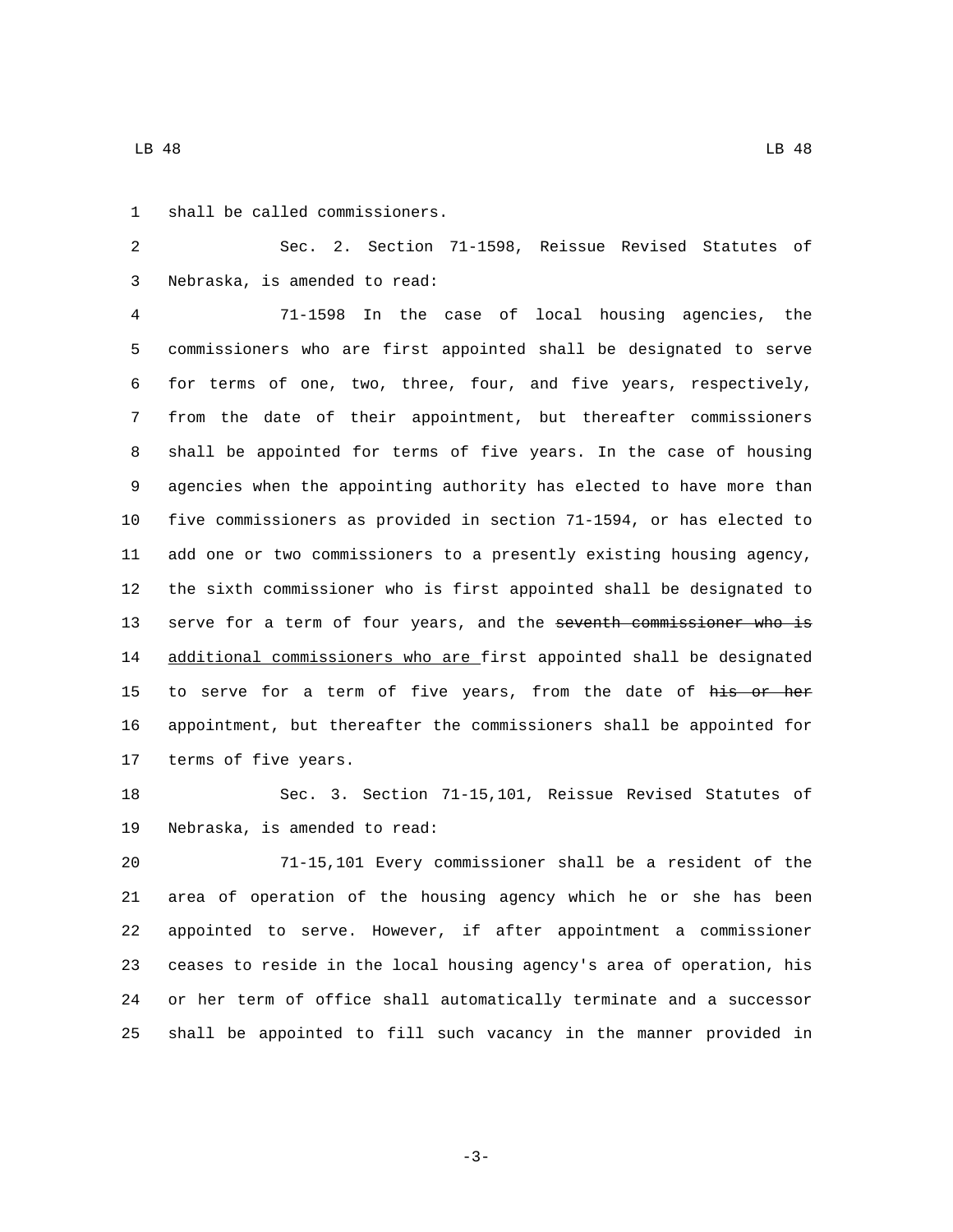shall be called commissioners.

Sec. 2. Section 71-1598, Reissue Revised Statutes of Nebraska, is amended to read:

71-1598 In the case of local housing agencies, the commissioners who are first appointed shall be designated to serve for terms of one, two, three, four, and five years, respectively, from the date of their appointment, but thereafter commissioners shall be appointed for terms of five years. In the case of housing agencies when the appointing authority has elected to have more than five commissioners as provided in section 71-1594, or has elected to add one or two commissioners to a presently existing housing agency, the sixth commissioner who is first appointed shall be designated to serve for a term of four years, and the ~~seventh commissioner who is~~ additional commissioners who are first appointed shall be designated to serve for a term of five years, from the date of ~~his or her~~ appointment, but thereafter the commissioners shall be appointed for terms of five years.

Sec. 3. Section 71-15,101, Reissue Revised Statutes of Nebraska, is amended to read:

71-15,101 Every commissioner shall be a resident of the area of operation of the housing agency which he or she has been appointed to serve. However, if after appointment a commissioner ceases to reside in the local housing agency's area of operation, his or her term of office shall automatically terminate and a successor shall be appointed to fill such vacancy in the manner provided in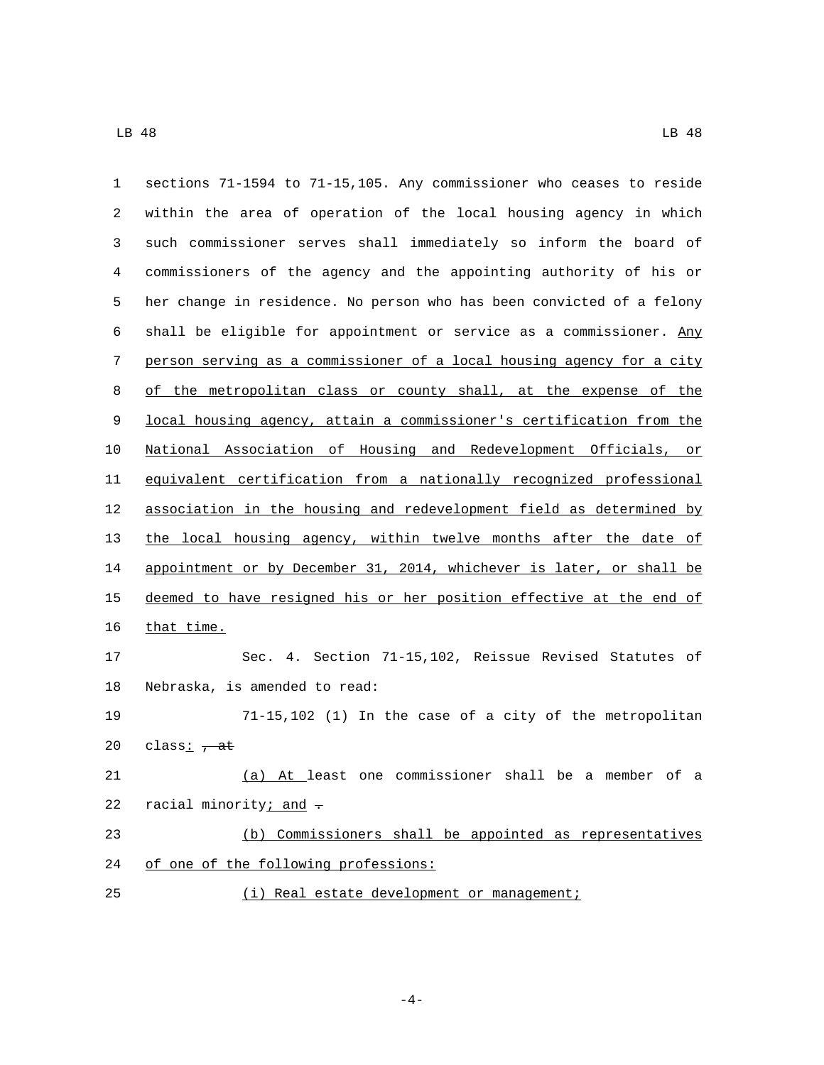sections 71-1594 to 71-15,105. Any commissioner who ceases to reside within the area of operation of the local housing agency in which such commissioner serves shall immediately so inform the board of commissioners of the agency and the appointing authority of his or her change in residence. No person who has been convicted of a felony shall be eligible for appointment or service as a commissioner. Any person serving as a commissioner of a local housing agency for a city of the metropolitan class or county shall, at the expense of the local housing agency, attain a commissioner's certification from the National Association of Housing and Redevelopment Officials, or equivalent certification from a nationally recognized professional association in the housing and redevelopment field as determined by the local housing agency, within twelve months after the date of appointment or by December 31, 2014, whichever is later, or shall be deemed to have resigned his or her position effective at the end of that time.

Sec. 4. Section 71-15,102, Reissue Revised Statutes of Nebraska, is amended to read:

71-15,102 (1) In the case of a city of the metropolitan class: ~~, at~~

(a) At least one commissioner shall be a member of a racial minority; and ~~.~~

(b) Commissioners shall be appointed as representatives of one of the following professions:

(i) Real estate development or management;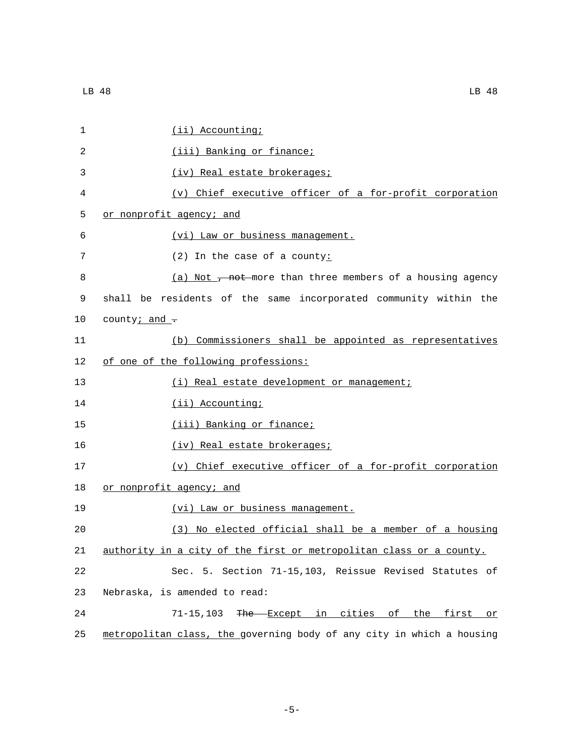(ii) Accounting;

(iii) Banking or finance;

(iv) Real estate brokerages;

(v) Chief executive officer of a for-profit corporation or nonprofit agency; and

(vi) Law or business management.

(2) In the case of a county:

(a) Not ~~, not~~ more than three members of a housing agency shall be residents of the same incorporated community within the county; and ~~.~~

(b) Commissioners shall be appointed as representatives of one of the following professions:

(i) Real estate development or management;

(ii) Accounting;

(iii) Banking or finance;

(iv) Real estate brokerages;

(v) Chief executive officer of a for-profit corporation or nonprofit agency; and

(vi) Law or business management.

(3) No elected official shall be a member of a housing authority in a city of the first or metropolitan class or a county.

Sec. 5. Section 71-15,103, Reissue Revised Statutes of Nebraska, is amended to read:

71-15,103 ~~The~~ Except in cities of the first or metropolitan class, the governing body of any city in which a housing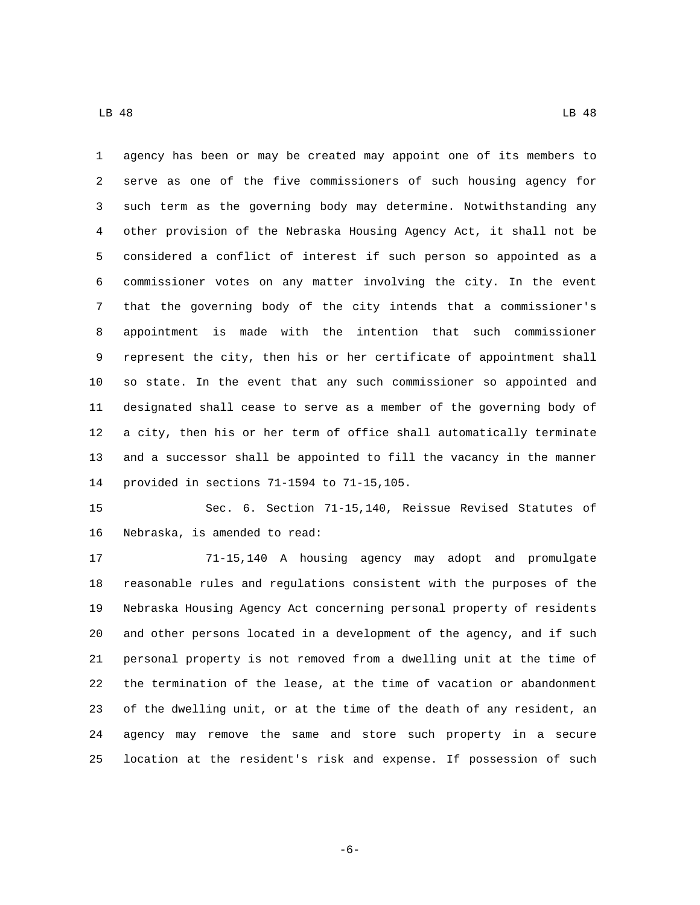agency has been or may be created may appoint one of its members to serve as one of the five commissioners of such housing agency for such term as the governing body may determine. Notwithstanding any other provision of the Nebraska Housing Agency Act, it shall not be considered a conflict of interest if such person so appointed as a commissioner votes on any matter involving the city. In the event that the governing body of the city intends that a commissioner's appointment is made with the intention that such commissioner represent the city, then his or her certificate of appointment shall so state. In the event that any such commissioner so appointed and designated shall cease to serve as a member of the governing body of a city, then his or her term of office shall automatically terminate and a successor shall be appointed to fill the vacancy in the manner provided in sections 71-1594 to 71-15,105.

Sec. 6. Section 71-15,140, Reissue Revised Statutes of Nebraska, is amended to read:

71-15,140 A housing agency may adopt and promulgate reasonable rules and regulations consistent with the purposes of the Nebraska Housing Agency Act concerning personal property of residents and other persons located in a development of the agency, and if such personal property is not removed from a dwelling unit at the time of the termination of the lease, at the time of vacation or abandonment of the dwelling unit, or at the time of the death of any resident, an agency may remove the same and store such property in a secure location at the resident's risk and expense. If possession of such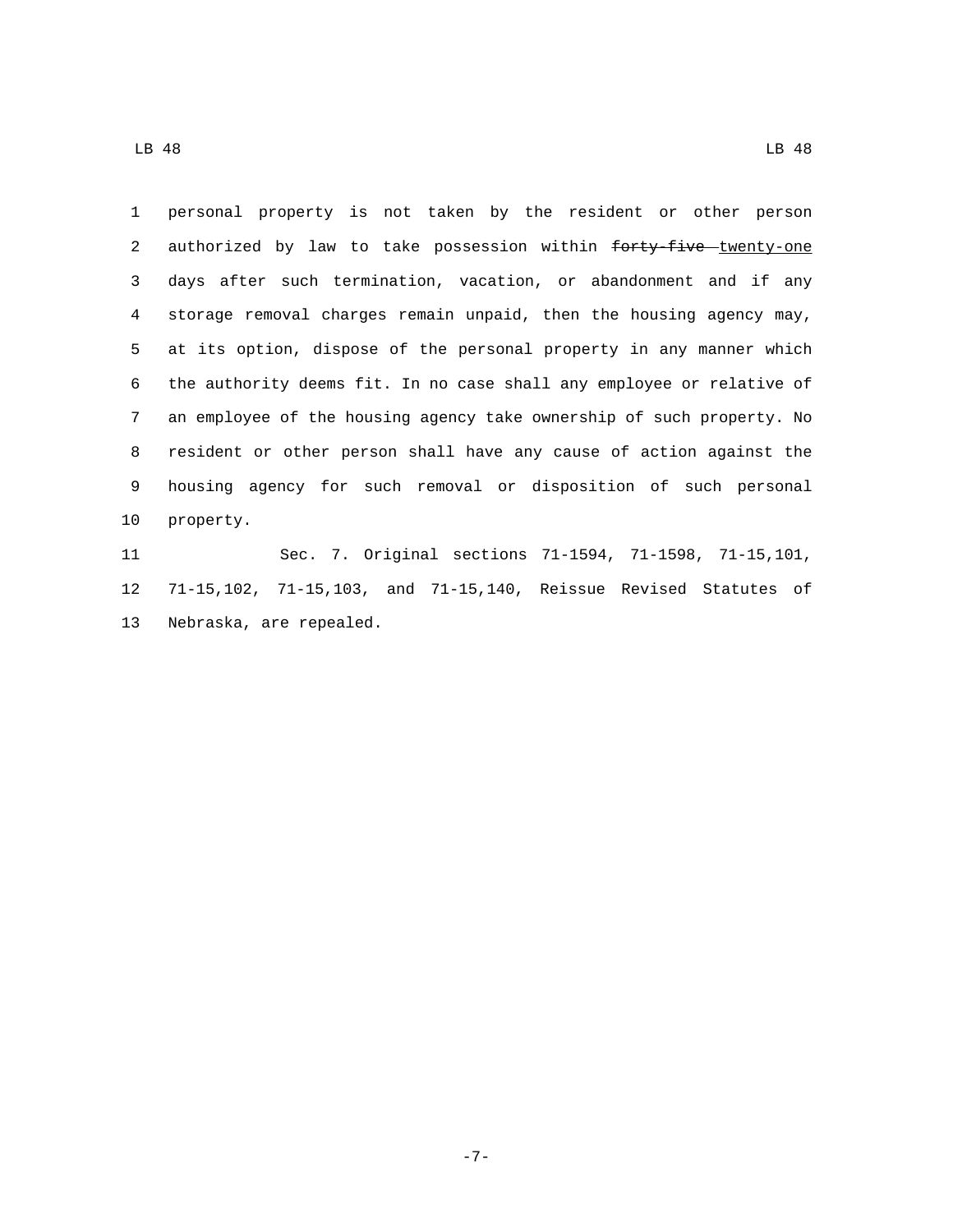personal property is not taken by the resident or other person authorized by law to take possession within ~~forty-five~~ twenty-one days after such termination, vacation, or abandonment and if any storage removal charges remain unpaid, then the housing agency may, at its option, dispose of the personal property in any manner which the authority deems fit. In no case shall any employee or relative of an employee of the housing agency take ownership of such property. No resident or other person shall have any cause of action against the housing agency for such removal or disposition of such personal property.

Sec. 7. Original sections 71-1594, 71-1598, 71-15,101, 71-15,102, 71-15,103, and 71-15,140, Reissue Revised Statutes of Nebraska, are repealed.